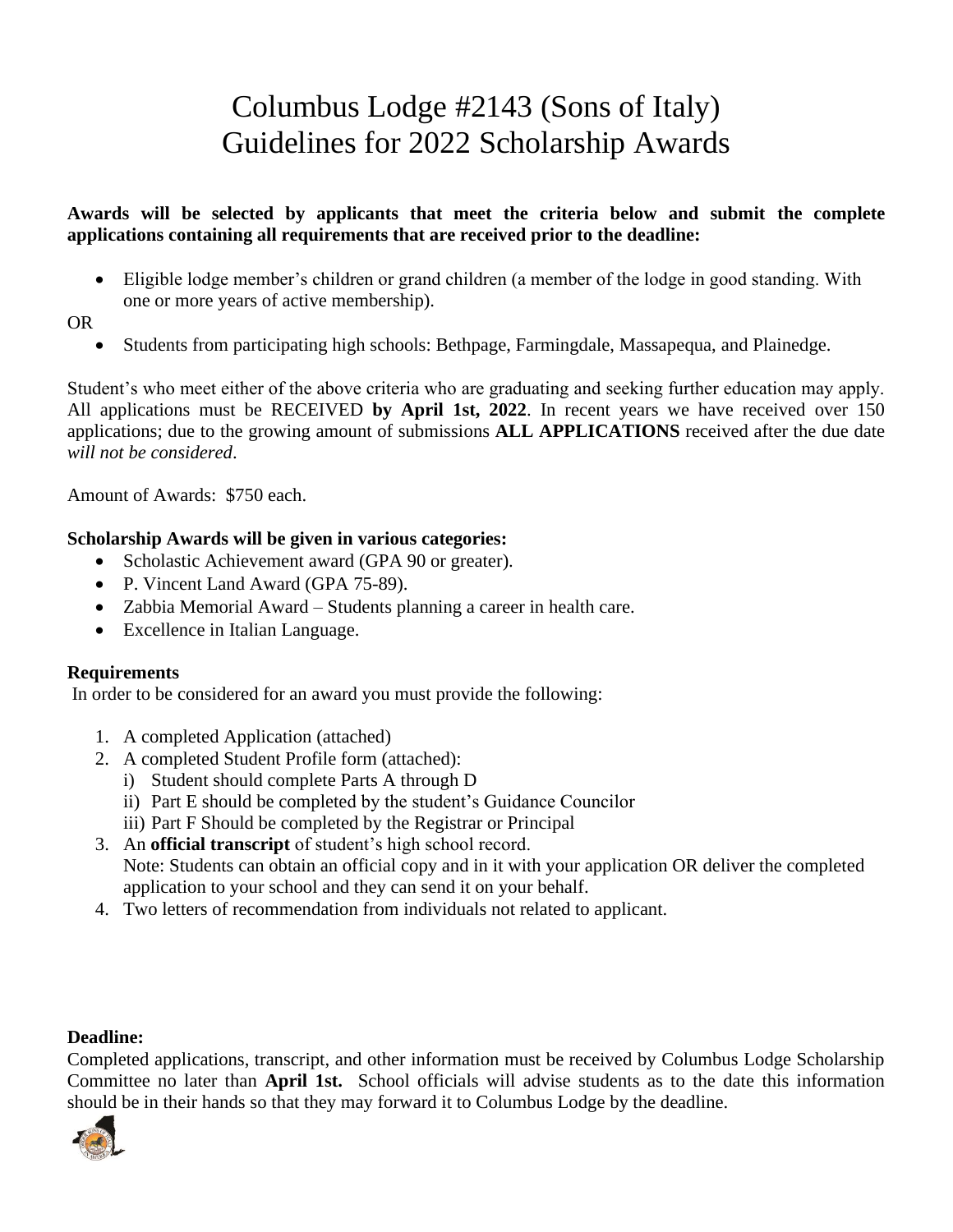# Columbus Lodge #2143 (Sons of Italy)
# Guidelines for 2022 Scholarship Awards

**Awards will be selected by applicants that meet the criteria below and submit the complete applications containing all requirements that are received prior to the deadline:**

- Eligible lodge member's children or grand children (a member of the lodge in good standing. With one or more years of active membership).

OR

- Students from participating high schools: Bethpage, Farmingdale, Massapequa, and Plainedge.

Student's who meet either of the above criteria who are graduating and seeking further education may apply. All applications must be RECEIVED **by April 1st, 2022**. In recent years we have received over 150 applications; due to the growing amount of submissions **ALL APPLICATIONS** received after the due date *will not be considered*.

Amount of Awards: $750 each.

**Scholarship Awards will be given in various categories:**

- Scholastic Achievement award (GPA 90 or greater).
- P. Vincent Land Award (GPA 75-89).
- Zabbia Memorial Award – Students planning a career in health care.
- Excellence in Italian Language.

**Requirements**

In order to be considered for an award you must provide the following:

1. A completed Application (attached)
2. A completed Student Profile form (attached):
   i) Student should complete Parts A through D
   ii) Part E should be completed by the student's Guidance Councilor
   iii) Part F Should be completed by the Registrar or Principal
3. An **official transcript** of student's high school record.
   Note: Students can obtain an official copy and in it with your application OR deliver the completed application to your school and they can send it on your behalf.
4. Two letters of recommendation from individuals not related to applicant.

**Deadline:**

Completed applications, transcript, and other information must be received by Columbus Lodge Scholarship Committee no later than **April 1st.** School officials will advise students as to the date this information should be in their hands so that they may forward it to Columbus Lodge by the deadline.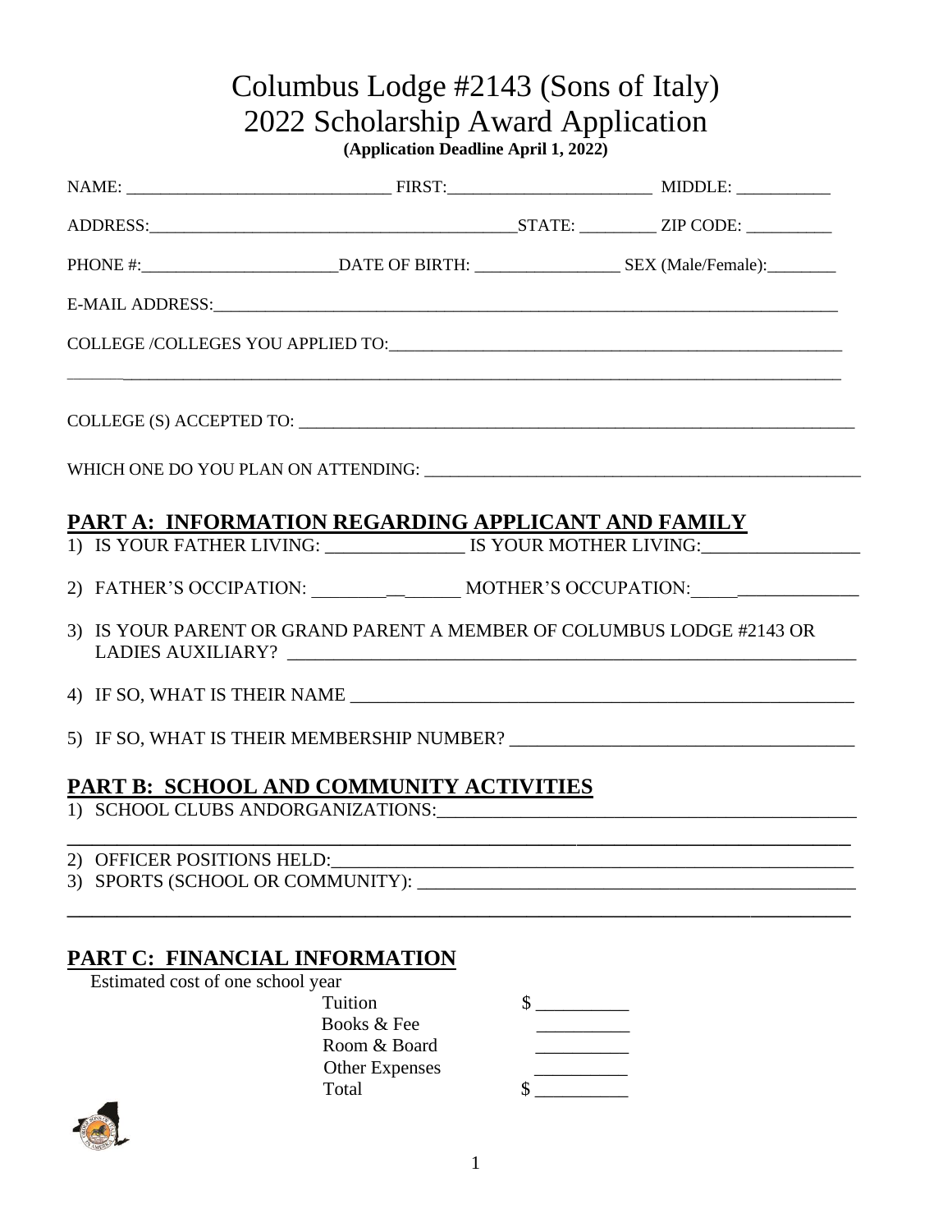# Columbus Lodge #2143 (Sons of Italy)
# 2022 Scholarship Award Application

**(Application Deadline April 1, 2022)**

NAME: ______________________________ FIRST:________________________ MIDDLE: ___________

ADDRESS:____________________________________________STATE: _________ ZIP CODE: __________

PHONE #:_______________________DATE OF BIRTH: _________________ SEX (Male/Female):________

E-MAIL ADDRESS:_____________________________________________________________________________

COLLEGE /COLLEGES YOU APPLIED TO:_______________________________________________________

_____________________________________________________________________________________________

COLLEGE (S) ACCEPTED TO: _________________________________________________________________

WHICH ONE DO YOU PLAN ON ATTENDING: _____________________________________________________

## PART A: INFORMATION REGARDING APPLICANT AND FAMILY

1) IS YOUR FATHER LIVING: _______________ IS YOUR MOTHER LIVING:_________________
2) FATHER'S OCCIPATION: ________________ MOTHER'S OCCUPATION:__________________
3) IS YOUR PARENT OR GRAND PARENT A MEMBER OF COLUMBUS LODGE #2143 OR LADIES AUXILIARY? ______________________________________________________________
4) IF SO, WHAT IS THEIR NAME ______________________________________________________
5) IF SO, WHAT IS THEIR MEMBERSHIP NUMBER? ____________________________________

## PART B: SCHOOL AND COMMUNITY ACTIVITIES

1) SCHOOL CLUBS ANDORGANIZATIONS:_____________________________________________

_____________________________________________________________________________________________

2) OFFICER POSITIONS HELD:_____________________________________________________
3) SPORTS (SCHOOL OR COMMUNITY): _______________________________________________

_____________________________________________________________________________________________

## PART C: FINANCIAL INFORMATION

Estimated cost of one school year

| | |
|---|---|
| Tuition | $ __________ |
| Books & Fee | __________ |
| Room & Board | __________ |
| Other Expenses | __________ |
| Total | $ __________ |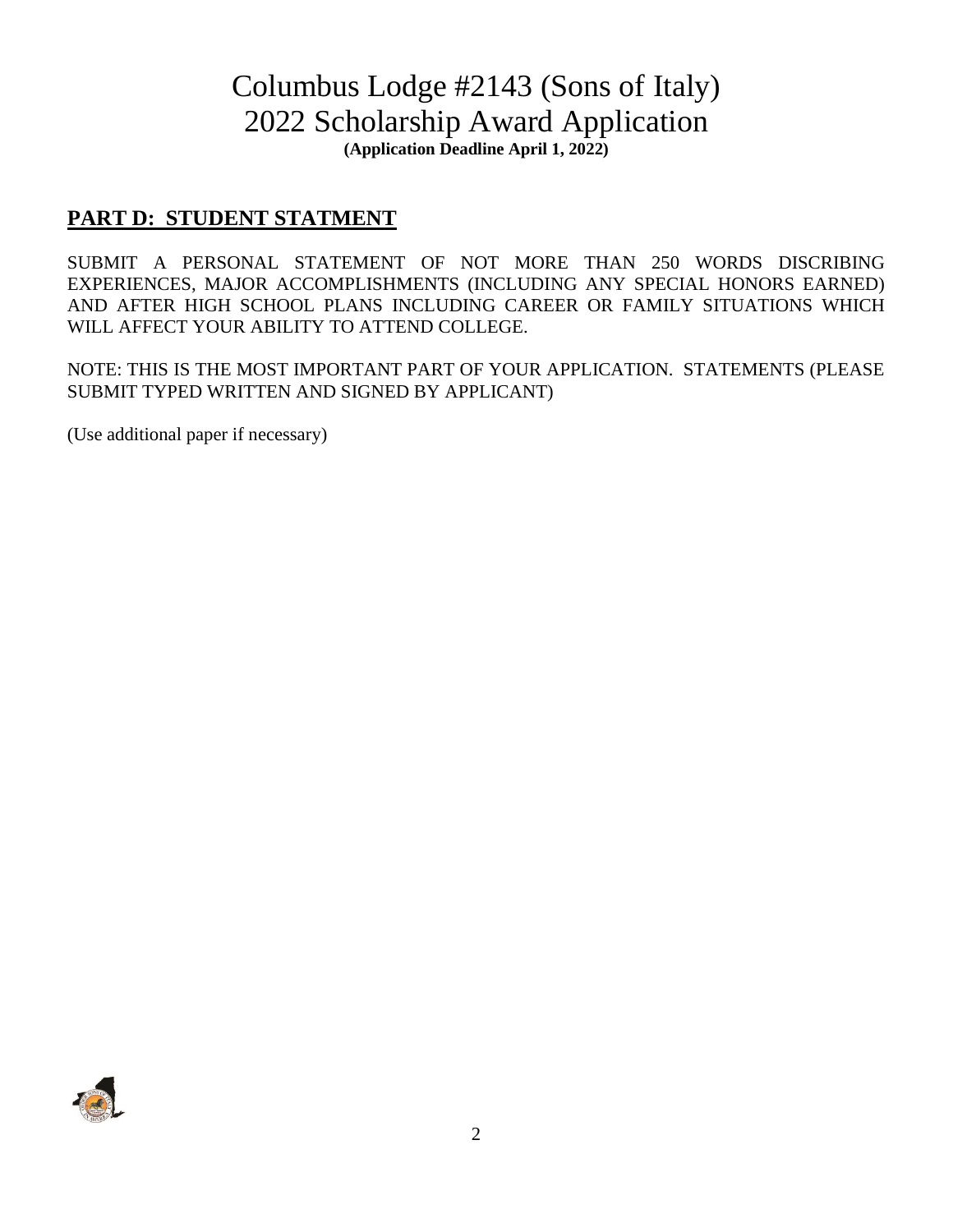# Columbus Lodge #2143 (Sons of Italy)
# 2022 Scholarship Award Application

**(Application Deadline April 1, 2022)**

## PART D: STUDENT STATMENT

SUBMIT A PERSONAL STATEMENT OF NOT MORE THAN 250 WORDS DISCRIBING EXPERIENCES, MAJOR ACCOMPLISHMENTS (INCLUDING ANY SPECIAL HONORS EARNED) AND AFTER HIGH SCHOOL PLANS INCLUDING CAREER OR FAMILY SITUATIONS WHICH WILL AFFECT YOUR ABILITY TO ATTEND COLLEGE.

NOTE: THIS IS THE MOST IMPORTANT PART OF YOUR APPLICATION. STATEMENTS (PLEASE SUBMIT TYPED WRITTEN AND SIGNED BY APPLICANT)

(Use additional paper if necessary)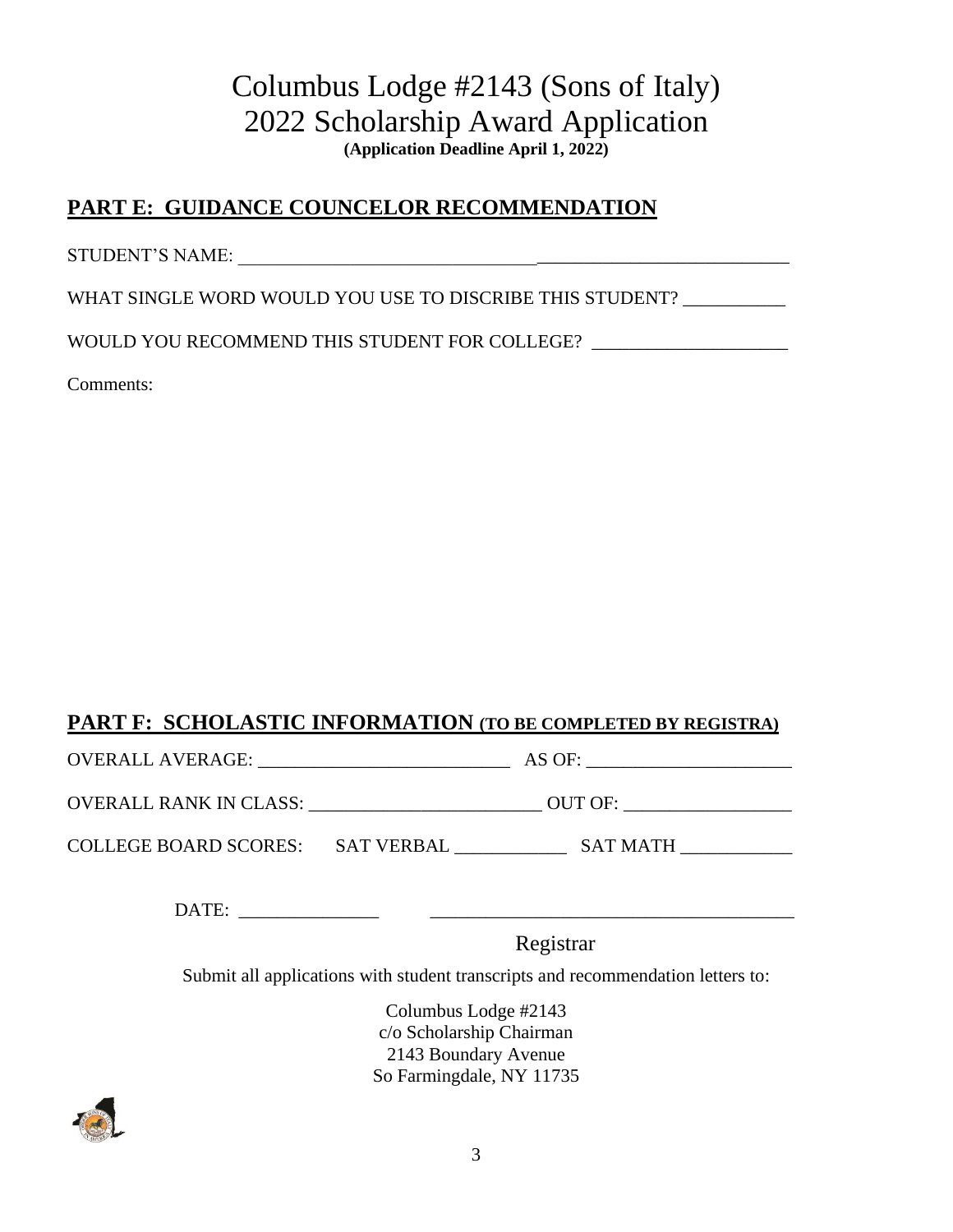# Columbus Lodge #2143 (Sons of Italy)
# 2022 Scholarship Award Application

**(Application Deadline April 1, 2022)**

## PART E: GUIDANCE COUNCELOR RECOMMENDATION

STUDENT'S NAME: ___________________________________________________________

WHAT SINGLE WORD WOULD YOU USE TO DISCRIBE THIS STUDENT? ___________

WOULD YOU RECOMMEND THIS STUDENT FOR COLLEGE? _____________________

Comments:

## PART F: SCHOLASTIC INFORMATION (TO BE COMPLETED BY REGISTRA)

OVERALL AVERAGE: ___________________________ AS OF: ______________________

OVERALL RANK IN CLASS: ________________________ OUT OF: _________________

COLLEGE BOARD SCORES: SAT VERBAL ____________ SAT MATH ____________

DATE: _______________ ______________________________________

Registrar

Submit all applications with student transcripts and recommendation letters to:

Columbus Lodge #2143
c/o Scholarship Chairman
2143 Boundary Avenue
So Farmingdale, NY 11735